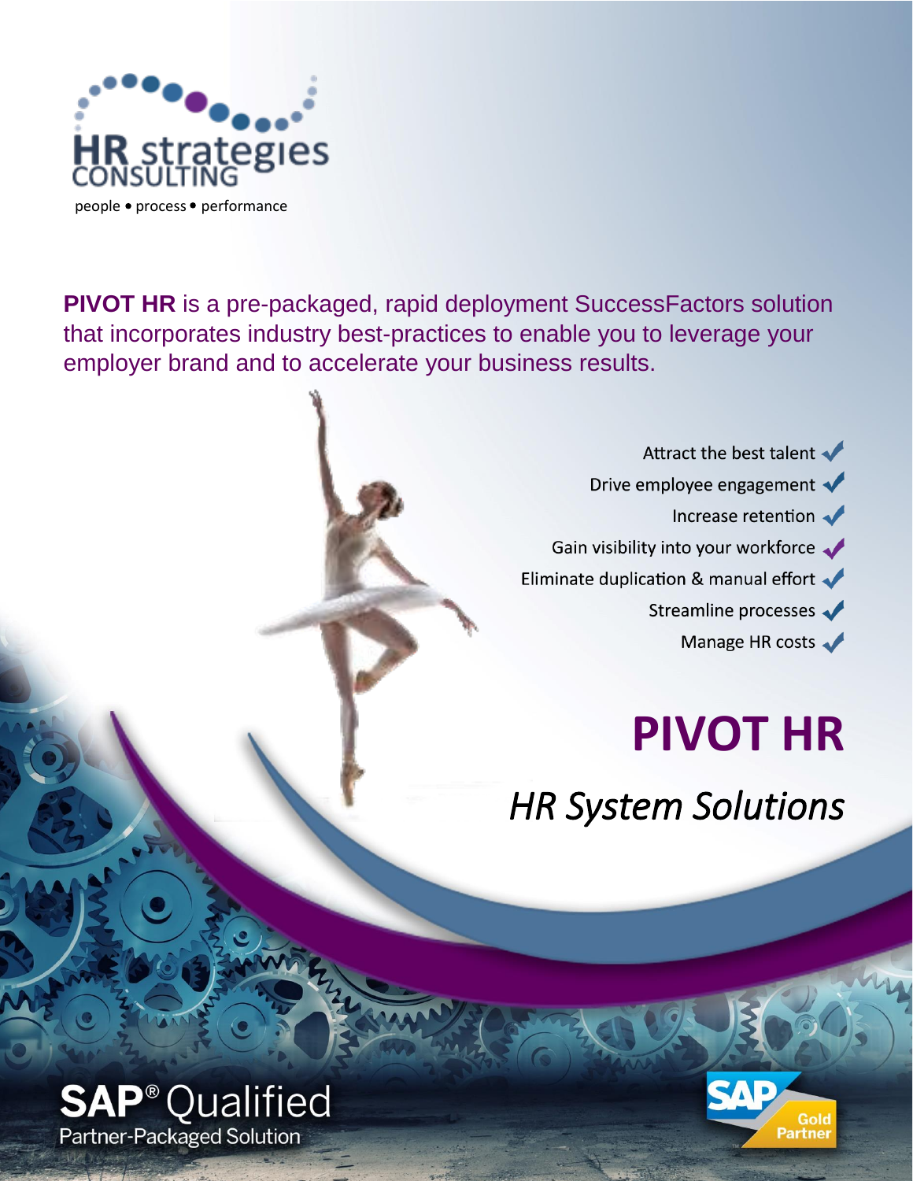HR strategies CONSULTING

people • process • performance

**PIVOT HR** is a pre-packaged, rapid deployment SuccessFactors solution that incorporates industry best-practices to enable you to leverage your employer brand and to accelerate your business results.

- Attract the best talent ✓
- Drive employee engagement ✓
- Increase retention ✓
- Gain visibility into your workforce ✓
- Eliminate duplication & manual effort ✓
- Streamline processes ✓
- Manage HR costs ✓

# PIVOT HR

*HR System Solutions*

SAP® Qualified
Partner-Packaged Solution

SAP Gold Partner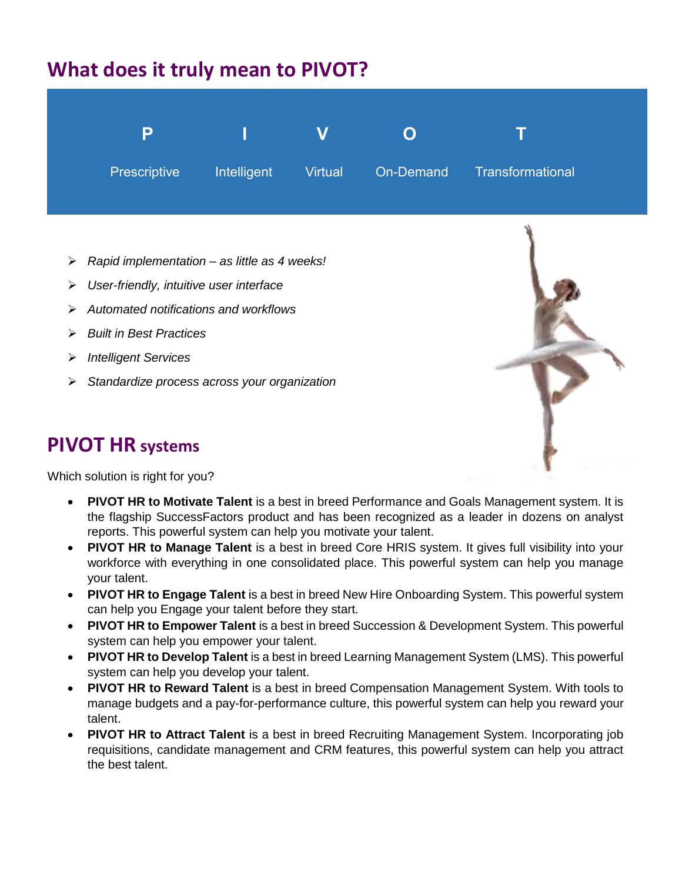## What does it truly mean to PIVOT?

| P | I | V | O | T |
|---|---|---|---|---|
| Prescriptive | Intelligent | Virtual | On-Demand | Transformational |

- *Rapid implementation – as little as 4 weeks!*
- *User-friendly, intuitive user interface*
- *Automated notifications and workflows*
- *Built in Best Practices*
- *Intelligent Services*
- *Standardize process across your organization*

## PIVOT HR systems

Which solution is right for you?

- **PIVOT HR to Motivate Talent** is a best in breed Performance and Goals Management system. It is the flagship SuccessFactors product and has been recognized as a leader in dozens on analyst reports. This powerful system can help you motivate your talent.
- **PIVOT HR to Manage Talent** is a best in breed Core HRIS system. It gives full visibility into your workforce with everything in one consolidated place. This powerful system can help you manage your talent.
- **PIVOT HR to Engage Talent** is a best in breed New Hire Onboarding System. This powerful system can help you Engage your talent before they start.
- **PIVOT HR to Empower Talent** is a best in breed Succession & Development System. This powerful system can help you empower your talent.
- **PIVOT HR to Develop Talent** is a best in breed Learning Management System (LMS). This powerful system can help you develop your talent.
- **PIVOT HR to Reward Talent** is a best in breed Compensation Management System. With tools to manage budgets and a pay-for-performance culture, this powerful system can help you reward your talent.
- **PIVOT HR to Attract Talent** is a best in breed Recruiting Management System. Incorporating job requisitions, candidate management and CRM features, this powerful system can help you attract the best talent.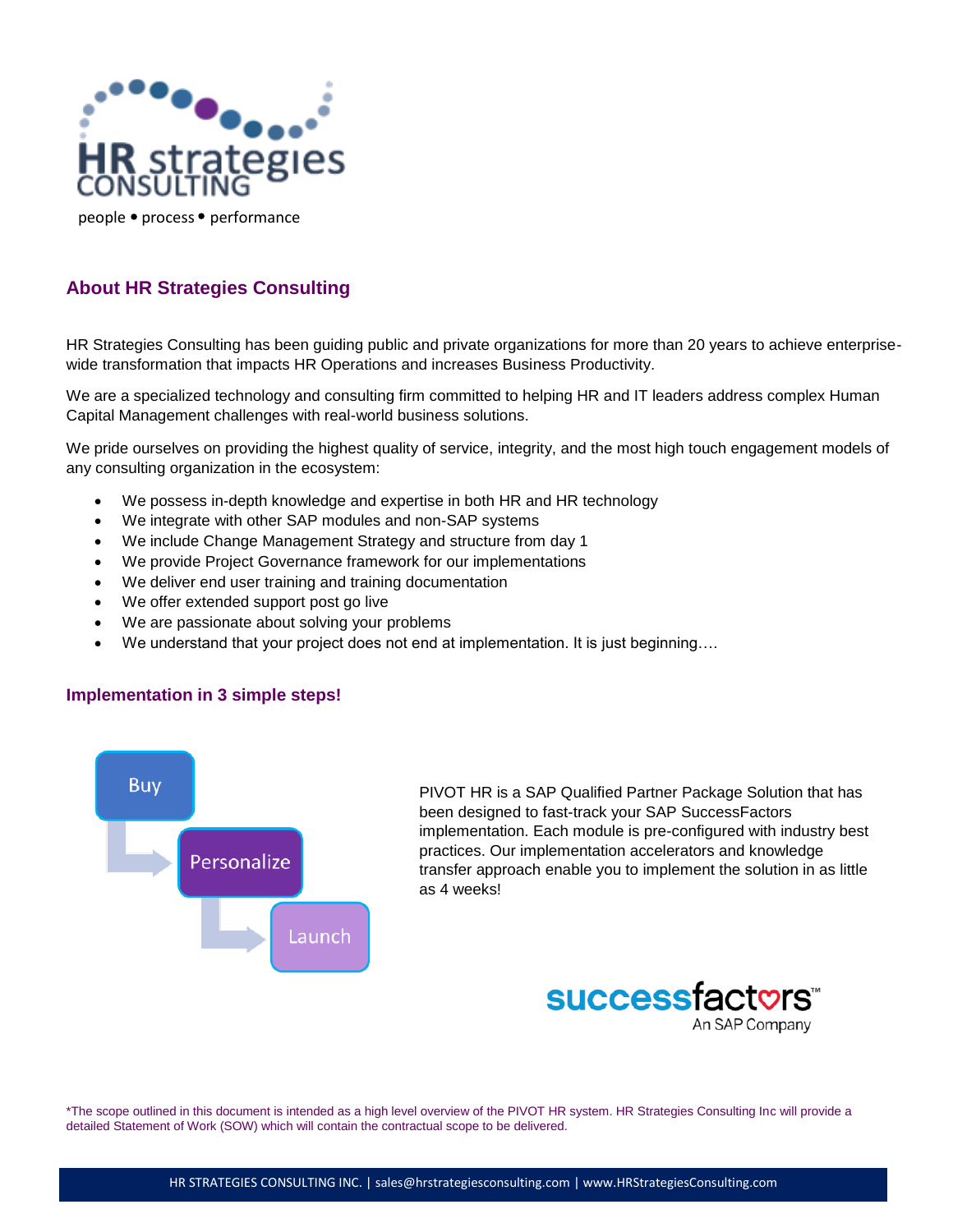HR strategies CONSULTING

people • process • performance

## About HR Strategies Consulting

HR Strategies Consulting has been guiding public and private organizations for more than 20 years to achieve enterprise-wide transformation that impacts HR Operations and increases Business Productivity.

We are a specialized technology and consulting firm committed to helping HR and IT leaders address complex Human Capital Management challenges with real-world business solutions.

We pride ourselves on providing the highest quality of service, integrity, and the most high touch engagement models of any consulting organization in the ecosystem:

- We possess in-depth knowledge and expertise in both HR and HR technology
- We integrate with other SAP modules and non-SAP systems
- We include Change Management Strategy and structure from day 1
- We provide Project Governance framework for our implementations
- We deliver end user training and training documentation
- We offer extended support post go live
- We are passionate about solving your problems
- We understand that your project does not end at implementation. It is just beginning….

## Implementation in 3 simple steps!

Buy

Personalize

Launch

PIVOT HR is a SAP Qualified Partner Package Solution that has been designed to fast-track your SAP SuccessFactors implementation. Each module is pre-configured with industry best practices. Our implementation accelerators and knowledge transfer approach enable you to implement the solution in as little as 4 weeks!

successfactors™ An SAP Company

*The scope outlined in this document is intended as a high level overview of the PIVOT HR system. HR Strategies Consulting Inc will provide a detailed Statement of Work (SOW) which will contain the contractual scope to be delivered.

HR STRATEGIES CONSULTING INC. | sales@hrstrategiesconsulting.com | www.HRStrategiesConsulting.com